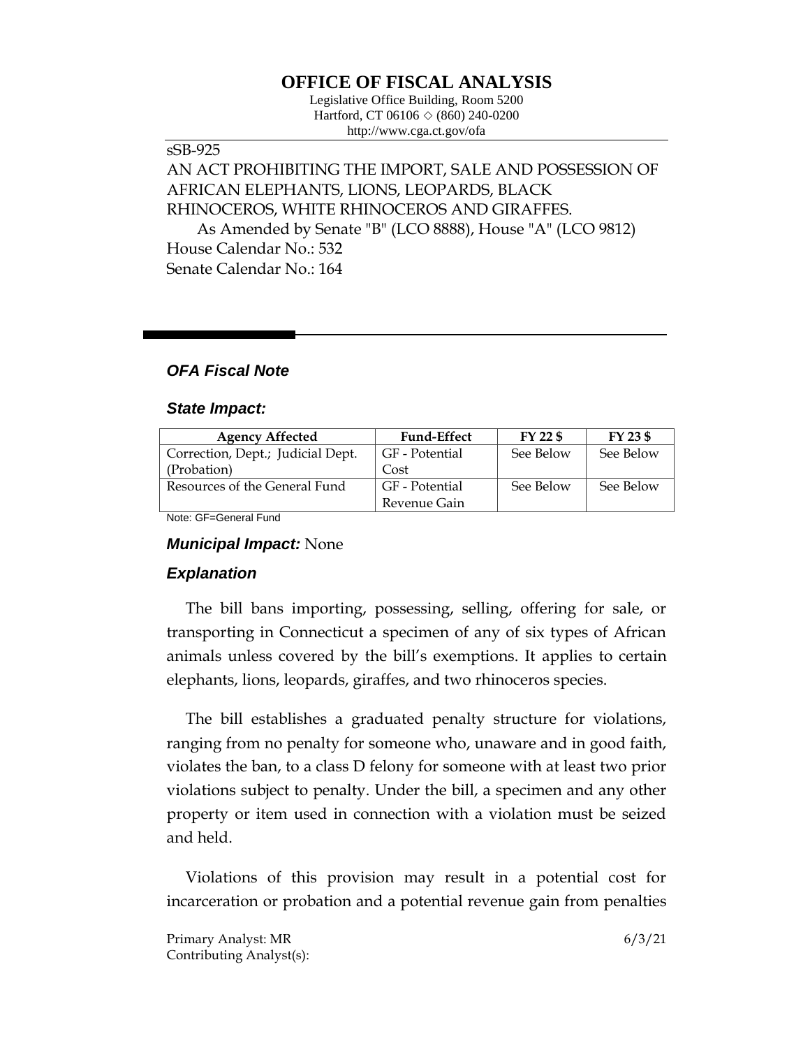# OFFICE OF FISCAL ANALYSIS

Legislative Office Building, Room 5200
Hartford, CT 06106 ◇ (860) 240-0200
http://www.cga.ct.gov/ofa

sSB-925

AN ACT PROHIBITING THE IMPORT, SALE AND POSSESSION OF AFRICAN ELEPHANTS, LIONS, LEOPARDS, BLACK RHINOCEROS, WHITE RHINOCEROS AND GIRAFFES.

As Amended by Senate "B" (LCO 8888), House "A" (LCO 9812)

House Calendar No.: 532

Senate Calendar No.: 164

## *OFA Fiscal Note*

### *State Impact:*

| Agency Affected | Fund-Effect | FY 22 $ | FY 23 $ |
|---|---|---|---|
| Correction, Dept.; Judicial Dept. (Probation) | GF - Potential Cost | See Below | See Below |
| Resources of the General Fund | GF - Potential Revenue Gain | See Below | See Below |

Note: GF=General Fund

### *Municipal Impact:* None

### *Explanation*

The bill bans importing, possessing, selling, offering for sale, or transporting in Connecticut a specimen of any of six types of African animals unless covered by the bill's exemptions. It applies to certain elephants, lions, leopards, giraffes, and two rhinoceros species.

The bill establishes a graduated penalty structure for violations, ranging from no penalty for someone who, unaware and in good faith, violates the ban, to a class D felony for someone with at least two prior violations subject to penalty. Under the bill, a specimen and any other property or item used in connection with a violation must be seized and held.

Violations of this provision may result in a potential cost for incarceration or probation and a potential revenue gain from penalties

Primary Analyst: MR
Contributing Analyst(s):

6/3/21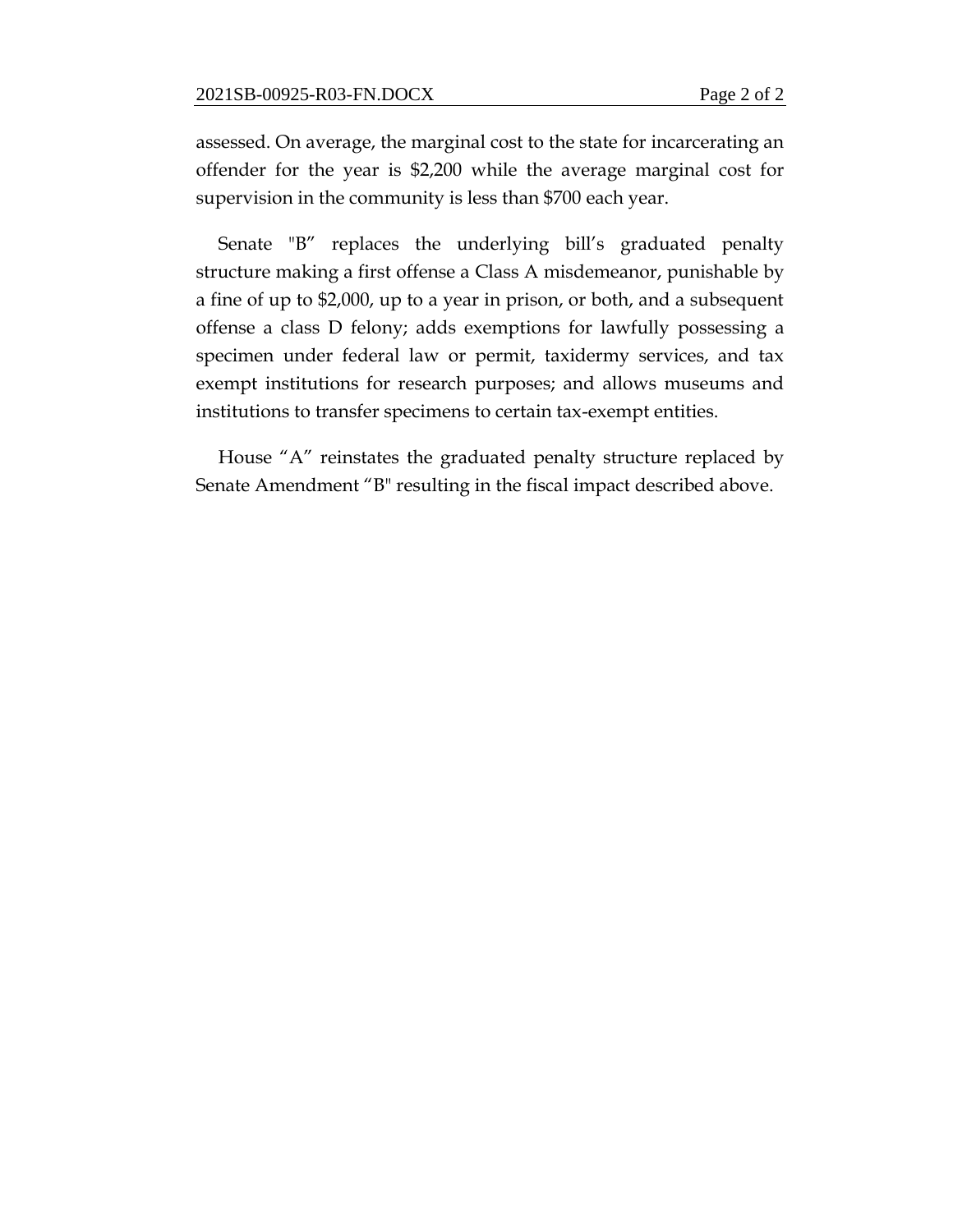assessed. On average, the marginal cost to the state for incarcerating an offender for the year is $2,200 while the average marginal cost for supervision in the community is less than $700 each year.

Senate "B" replaces the underlying bill's graduated penalty structure making a first offense a Class A misdemeanor, punishable by a fine of up to $2,000, up to a year in prison, or both, and a subsequent offense a class D felony; adds exemptions for lawfully possessing a specimen under federal law or permit, taxidermy services, and tax exempt institutions for research purposes; and allows museums and institutions to transfer specimens to certain tax-exempt entities.

House "A" reinstates the graduated penalty structure replaced by Senate Amendment "B" resulting in the fiscal impact described above.